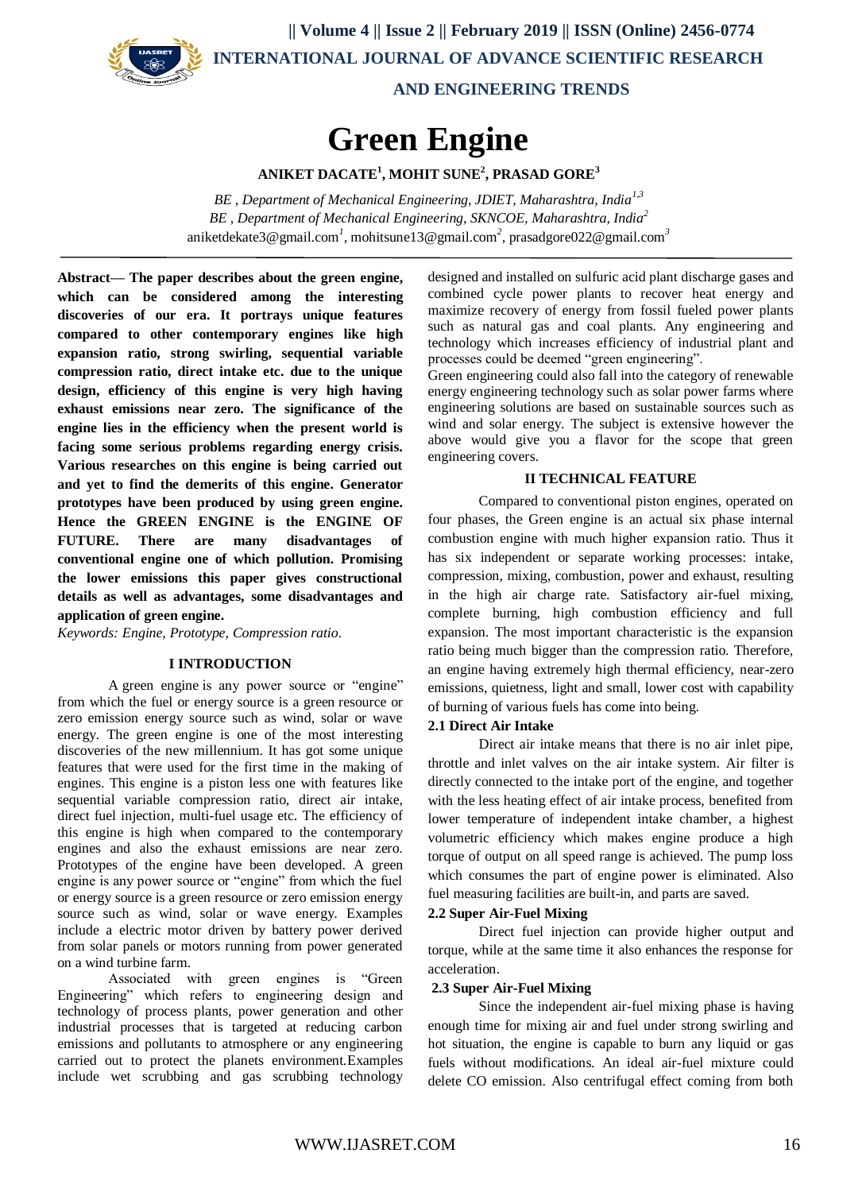# Green Engine

**ANIKET DACATE[1], MOHIT SUNE[2], PRASAD GORE[3]**

*BE , Department of Mechanical Engineering, JDIET, Maharashtra, India[1,3]*
*BE , Department of Mechanical Engineering, SKNCOE, Maharashtra, India[2]*
aniketdekate3@gmail.com[1], mohitsune13@gmail.com[2], prasadgore022@gmail.com[3]

**Abstract— The paper describes about the green engine, which can be considered among the interesting discoveries of our era. It portrays unique features compared to other contemporary engines like high expansion ratio, strong swirling, sequential variable compression ratio, direct intake etc. due to the unique design, efficiency of this engine is very high having exhaust emissions near zero. The significance of the engine lies in the efficiency when the present world is facing some serious problems regarding energy crisis. Various researches on this engine is being carried out and yet to find the demerits of this engine. Generator prototypes have been produced by using green engine. Hence the GREEN ENGINE is the ENGINE OF FUTURE. There are many disadvantages of conventional engine one of which pollution. Promising the lower emissions this paper gives constructional details as well as advantages, some disadvantages and application of green engine.**

*Keywords: Engine, Prototype, Compression ratio.*

## I INTRODUCTION

A green engine is any power source or "engine" from which the fuel or energy source is a green resource or zero emission energy source such as wind, solar or wave energy. The green engine is one of the most interesting discoveries of the new millennium. It has got some unique features that were used for the first time in the making of engines. This engine is a piston less one with features like sequential variable compression ratio, direct air intake, direct fuel injection, multi-fuel usage etc. The efficiency of this engine is high when compared to the contemporary engines and also the exhaust emissions are near zero. Prototypes of the engine have been developed. A green engine is any power source or "engine" from which the fuel or energy source is a green resource or zero emission energy source such as wind, solar or wave energy. Examples include a electric motor driven by battery power derived from solar panels or motors running from power generated on a wind turbine farm.

Associated with green engines is "Green Engineering" which refers to engineering design and technology of process plants, power generation and other industrial processes that is targeted at reducing carbon emissions and pollutants to atmosphere or any engineering carried out to protect the planets environment.Examples include wet scrubbing and gas scrubbing technology designed and installed on sulfuric acid plant discharge gases and combined cycle power plants to recover heat energy and maximize recovery of energy from fossil fueled power plants such as natural gas and coal plants. Any engineering and technology which increases efficiency of industrial plant and processes could be deemed "green engineering".

Green engineering could also fall into the category of renewable energy engineering technology such as solar power farms where engineering solutions are based on sustainable sources such as wind and solar energy. The subject is extensive however the above would give you a flavor for the scope that green engineering covers.

## II TECHNICAL FEATURE

Compared to conventional piston engines, operated on four phases, the Green engine is an actual six phase internal combustion engine with much higher expansion ratio. Thus it has six independent or separate working processes: intake, compression, mixing, combustion, power and exhaust, resulting in the high air charge rate. Satisfactory air-fuel mixing, complete burning, high combustion efficiency and full expansion. The most important characteristic is the expansion ratio being much bigger than the compression ratio. Therefore, an engine having extremely high thermal efficiency, near-zero emissions, quietness, light and small, lower cost with capability of burning of various fuels has come into being.

### 2.1 Direct Air Intake

Direct air intake means that there is no air inlet pipe, throttle and inlet valves on the air intake system. Air filter is directly connected to the intake port of the engine, and together with the less heating effect of air intake process, benefited from lower temperature of independent intake chamber, a highest volumetric efficiency which makes engine produce a high torque of output on all speed range is achieved. The pump loss which consumes the part of engine power is eliminated. Also fuel measuring facilities are built-in, and parts are saved.

### 2.2 Super Air-Fuel Mixing

Direct fuel injection can provide higher output and torque, while at the same time it also enhances the response for acceleration.

### 2.3 Super Air-Fuel Mixing

Since the independent air-fuel mixing phase is having enough time for mixing air and fuel under strong swirling and hot situation, the engine is capable to burn any liquid or gas fuels without modifications. An ideal air-fuel mixture could delete CO emission. Also centrifugal effect coming from both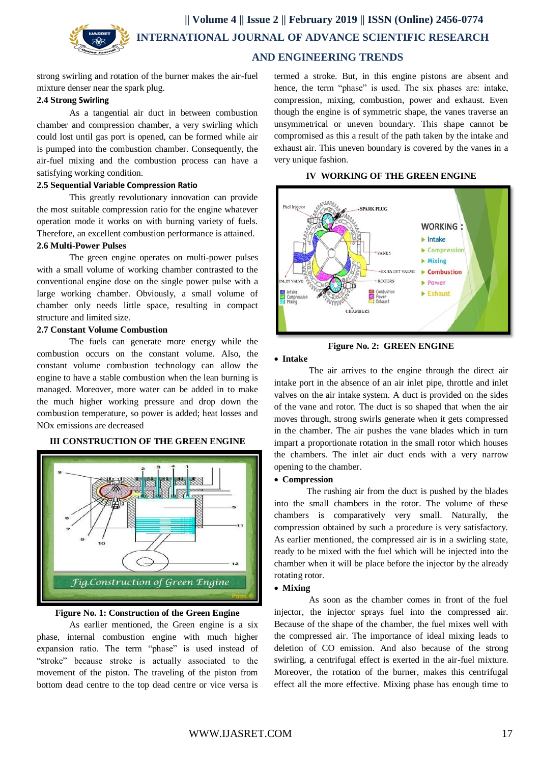strong swirling and rotation of the burner makes the air-fuel mixture denser near the spark plug.

### 2.4 Strong Swirling

As a tangential air duct in between combustion chamber and compression chamber, a very swirling which could lost until gas port is opened, can be formed while air is pumped into the combustion chamber. Consequently, the air-fuel mixing and the combustion process can have a satisfying working condition.

### 2.5 Sequential Variable Compression Ratio

This greatly revolutionary innovation can provide the most suitable compression ratio for the engine whatever operation mode it works on with burning variety of fuels. Therefore, an excellent combustion performance is attained.

### 2.6 Multi-Power Pulses

The green engine operates on multi-power pulses with a small volume of working chamber contrasted to the conventional engine dose on the single power pulse with a large working chamber. Obviously, a small volume of chamber only needs little space, resulting in compact structure and limited size.

### 2.7 Constant Volume Combustion

The fuels can generate more energy while the combustion occurs on the constant volume. Also, the constant volume combustion technology can allow the engine to have a stable combustion when the lean burning is managed. Moreover, more water can be added in to make the much higher working pressure and drop down the combustion temperature, so power is added; heat losses and NOx emissions are decreased

## III CONSTRUCTION OF THE GREEN ENGINE

Figure No. 1: Construction of the Green Engine

As earlier mentioned, the Green engine is a six phase, internal combustion engine with much higher expansion ratio. The term "phase" is used instead of "stroke" because stroke is actually associated to the movement of the piston. The traveling of the piston from bottom dead centre to the top dead centre or vice versa is termed a stroke. But, in this engine pistons are absent and hence, the term "phase" is used. The six phases are: intake, compression, mixing, combustion, power and exhaust. Even though the engine is of symmetric shape, the vanes traverse an unsymmetrical or uneven boundary. This shape cannot be compromised as this a result of the path taken by the intake and exhaust air. This uneven boundary is covered by the vanes in a very unique fashion.

## IV WORKING OF THE GREEN ENGINE

Figure No. 2: GREEN ENGINE

- **Intake**

The air arrives to the engine through the direct air intake port in the absence of an air inlet pipe, throttle and inlet valves on the air intake system. A duct is provided on the sides of the vane and rotor. The duct is so shaped that when the air moves through, strong swirls generate when it gets compressed in the chamber. The air pushes the vane blades which in turn impart a proportionate rotation in the small rotor which houses the chambers. The inlet air duct ends with a very narrow opening to the chamber.

- **Compression**

The rushing air from the duct is pushed by the blades into the small chambers in the rotor. The volume of these chambers is comparatively very small. Naturally, the compression obtained by such a procedure is very satisfactory. As earlier mentioned, the compressed air is in a swirling state, ready to be mixed with the fuel which will be injected into the chamber when it will be place before the injector by the already rotating rotor.

- **Mixing**

As soon as the chamber comes in front of the fuel injector, the injector sprays fuel into the compressed air. Because of the shape of the chamber, the fuel mixes well with the compressed air. The importance of ideal mixing leads to deletion of CO emission. And also because of the strong swirling, a centrifugal effect is exerted in the air-fuel mixture. Moreover, the rotation of the burner, makes this centrifugal effect all the more effective. Mixing phase has enough time to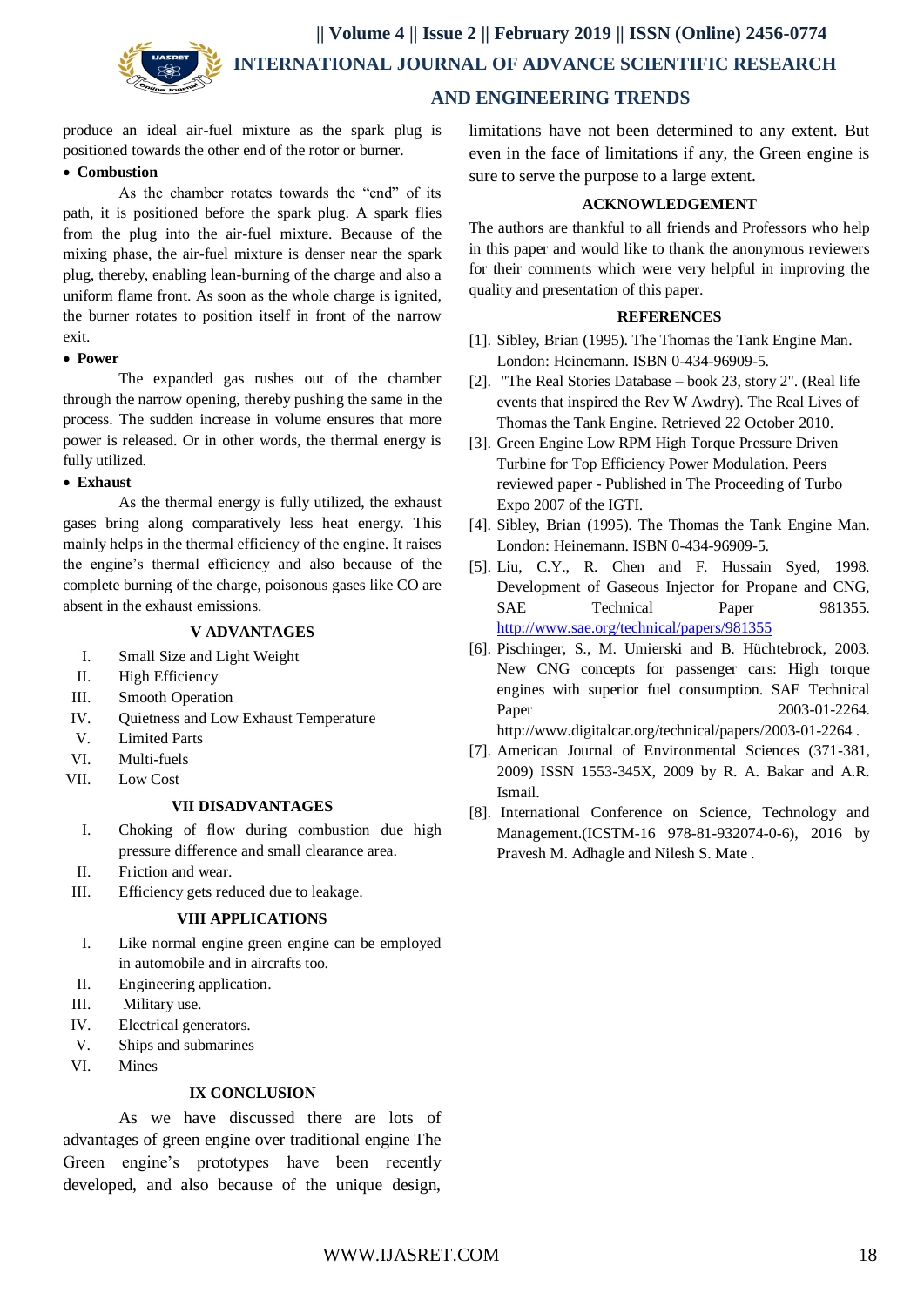produce an ideal air-fuel mixture as the spark plug is positioned towards the other end of the rotor or burner.

- **Combustion**

As the chamber rotates towards the "end" of its path, it is positioned before the spark plug. A spark flies from the plug into the air-fuel mixture. Because of the mixing phase, the air-fuel mixture is denser near the spark plug, thereby, enabling lean-burning of the charge and also a uniform flame front. As soon as the whole charge is ignited, the burner rotates to position itself in front of the narrow exit.

- **Power**

The expanded gas rushes out of the chamber through the narrow opening, thereby pushing the same in the process. The sudden increase in volume ensures that more power is released. Or in other words, the thermal energy is fully utilized.

- **Exhaust**

As the thermal energy is fully utilized, the exhaust gases bring along comparatively less heat energy. This mainly helps in the thermal efficiency of the engine. It raises the engine's thermal efficiency and also because of the complete burning of the charge, poisonous gases like CO are absent in the exhaust emissions.

## V ADVANTAGES

I. Small Size and Light Weight
II. High Efficiency
III. Smooth Operation
IV. Quietness and Low Exhaust Temperature
V. Limited Parts
VI. Multi-fuels
VII. Low Cost

## VII DISADVANTAGES

I. Choking of flow during combustion due high pressure difference and small clearance area.
II. Friction and wear.
III. Efficiency gets reduced due to leakage.

## VIII APPLICATIONS

I. Like normal engine green engine can be employed in automobile and in aircrafts too.
II. Engineering application.
III. Military use.
IV. Electrical generators.
V. Ships and submarines
VI. Mines

## IX CONCLUSION

As we have discussed there are lots of advantages of green engine over traditional engine The Green engine's prototypes have been recently developed, and also because of the unique design, limitations have not been determined to any extent. But even in the face of limitations if any, the Green engine is sure to serve the purpose to a large extent.

## ACKNOWLEDGEMENT

The authors are thankful to all friends and Professors who help in this paper and would like to thank the anonymous reviewers for their comments which were very helpful in improving the quality and presentation of this paper.

## REFERENCES

[1]. Sibley, Brian (1995). The Thomas the Tank Engine Man. London: Heinemann. ISBN 0-434-96909-5.

[2]. "The Real Stories Database – book 23, story 2". (Real life events that inspired the Rev W Awdry). The Real Lives of Thomas the Tank Engine. Retrieved 22 October 2010.

[3]. Green Engine Low RPM High Torque Pressure Driven Turbine for Top Efficiency Power Modulation. Peers reviewed paper - Published in The Proceeding of Turbo Expo 2007 of the IGTI.

[4]. Sibley, Brian (1995). The Thomas the Tank Engine Man. London: Heinemann. ISBN 0-434-96909-5.

[5]. Liu, C.Y., R. Chen and F. Hussain Syed, 1998. Development of Gaseous Injector for Propane and CNG, SAE Technical Paper 981355. http://www.sae.org/technical/papers/981355

[6]. Pischinger, S., M. Umierski and B. Hüchtebrock, 2003. New CNG concepts for passenger cars: High torque engines with superior fuel consumption. SAE Technical Paper 2003-01-2264. http://www.digitalcar.org/technical/papers/2003-01-2264 .

[7]. American Journal of Environmental Sciences (371-381, 2009) ISSN 1553-345X, 2009 by R. A. Bakar and A.R. Ismail.

[8]. International Conference on Science, Technology and Management.(ICSTM-16 978-81-932074-0-6), 2016 by Pravesh M. Adhagle and Nilesh S. Mate .